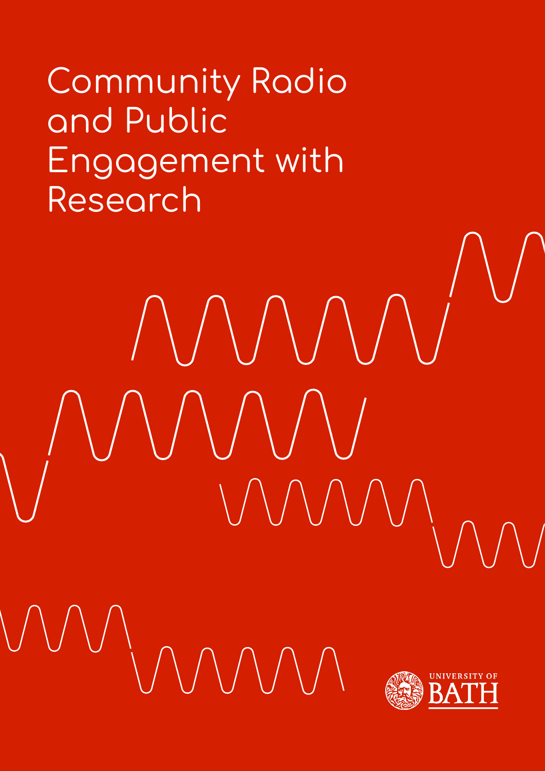# Community Radio and Public Engagement with Research

UNIVERSITY OF BATH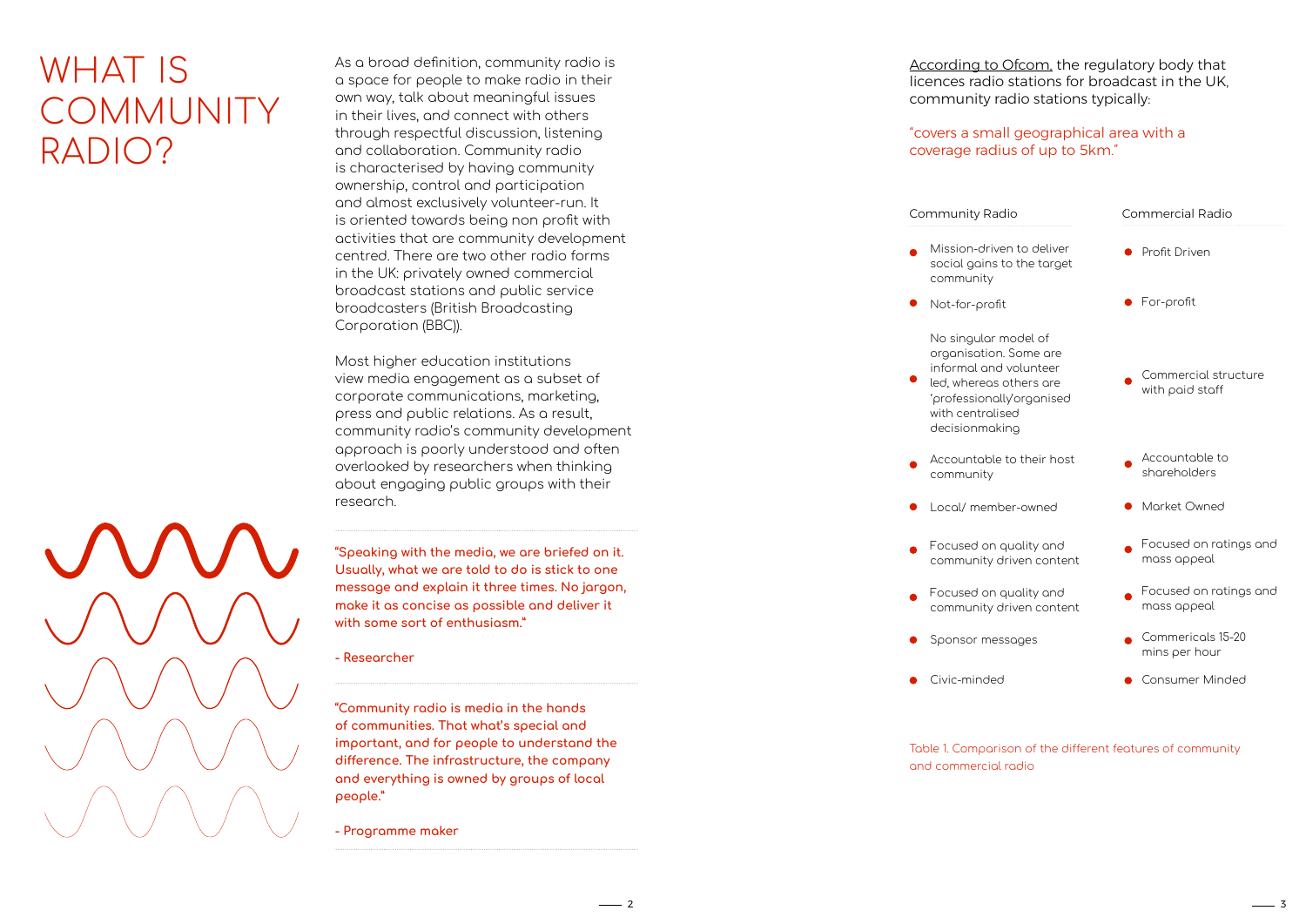# WHAT IS COMMUNITY RADIO?

As a broad definition, community radio is a space for people to make radio in their own way, talk about meaningful issues in their lives, and connect with others through respectful discussion, listening and collaboration. Community radio is characterised by having community ownership, control and participation and almost exclusively volunteer-run. It is oriented towards being non profit with activities that are community development centred. There are two other radio forms in the UK: privately owned commercial broadcast stations and public service broadcasters (British Broadcasting Corporation (BBC)).

Most higher education institutions view media engagement as a subset of corporate communications, marketing, press and public relations. As a result, community radio's community development approach is poorly understood and often overlooked by researchers when thinking about engaging public groups with their research.

**"Speaking with the media, we are briefed on it. Usually, what we are told to do is stick to one message and explain it three times. No jargon, make it as concise as possible and deliver it with some sort of enthusiasm."**

**- Researcher**

**"Community radio is media in the hands of communities. That what's special and important, and for people to understand the difference. The infrastructure, the company and everything is owned by groups of local people."**

**- Programme maker**

According to Ofcom, the regulatory body that licences radio stations for broadcast in the UK, community radio stations typically:

"covers a small geographical area with a coverage radius of up to 5km."

| Community Radio | Commercial Radio |
| --- | --- |
| Mission-driven to deliver social gains to the target community | Profit Driven |
| Not-for-profit | For-profit |
| No singular model of organisation. Some are informal and volunteer led, whereas others are 'professionally'organised with centralised decisionmaking | Commercial structure with paid staff |
| Accountable to their host community | Accountable to shareholders |
| Local/ member-owned | Market Owned |
| Focused on quality and community driven content | Focused on ratings and mass appeal |
| Focused on quality and community driven content | Focused on ratings and mass appeal |
| Sponsor messages | Commericals 15-20 mins per hour |
| Civic-minded | Consumer Minded |

Table 1. Comparison of the different features of community and commercial radio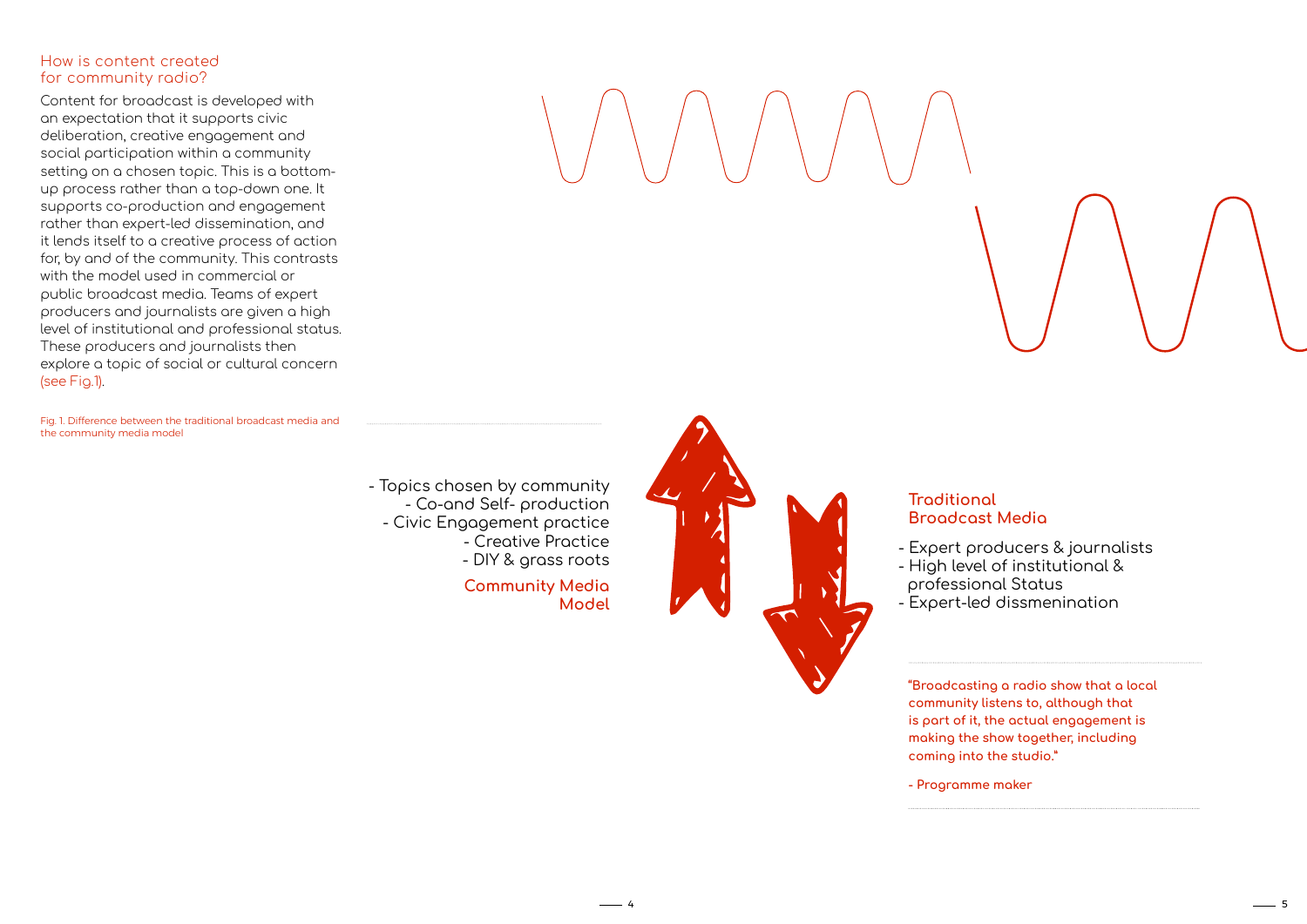## How is content created for community radio?

Content for broadcast is developed with an expectation that it supports civic deliberation, creative engagement and social participation within a community setting on a chosen topic. This is a bottom-up process rather than a top-down one. It supports co-production and engagement rather than expert-led dissemination, and it lends itself to a creative process of action for, by and of the community. This contrasts with the model used in commercial or public broadcast media. Teams of expert producers and journalists are given a high level of institutional and professional status. These producers and journalists then explore a topic of social or cultural concern (see Fig.1).

Fig. 1. Difference between the traditional broadcast media and the community media model

- Topics chosen by community
- Co-and Self- production
- Civic Engagement practice
- Creative Practice
- DIY & grass roots

**Community Media Model**

**Traditional Broadcast Media**

- Expert producers & journalists
- High level of institutional & professional Status
- Expert-led dissmenination

**"Broadcasting a radio show that a local community listens to, although that is part of it, the actual engagement is making the show together, including coming into the studio."**

**- Programme maker**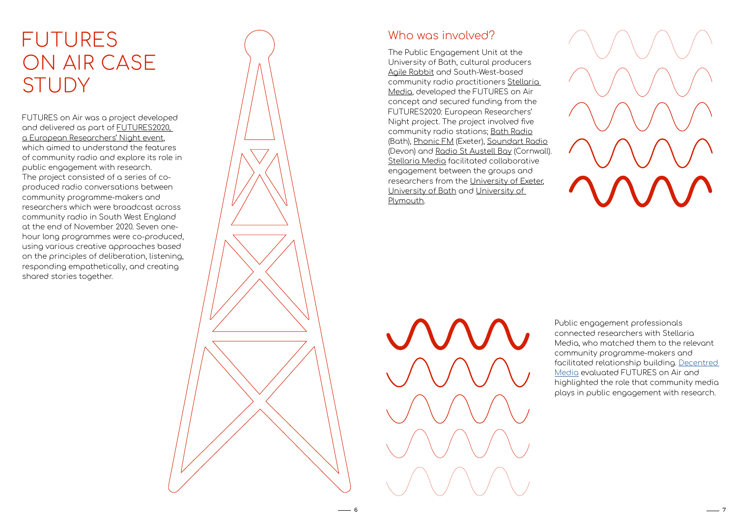# FUTURES ON AIR CASE STUDY

FUTURES on Air was a project developed and delivered as part of FUTURES2020, a European Researchers' Night event, which aimed to understand the features of community radio and explore its role in public engagement with research. The project consisted of a series of co-produced radio conversations between community programme-makers and researchers which were broadcast across community radio in South West England at the end of November 2020. Seven one-hour long programmes were co-produced, using various creative approaches based on the principles of deliberation, listening, responding empathetically, and creating shared stories together.

## Who was involved?

The Public Engagement Unit at the University of Bath, cultural producers Agile Rabbit and South-West-based community radio practitioners Stellaria Media, developed the FUTURES on Air concept and secured funding from the FUTURES2020: European Researchers' Night project. The project involved five community radio stations; Bath Radio (Bath), Phonic FM (Exeter), Soundart Radio (Devon) and Radio St Austell Bay (Cornwall). Stellaria Media facilitated collaborative engagement between the groups and researchers from the University of Exeter, University of Bath and University of Plymouth.

Public engagement professionals connected researchers with Stellaria Media, who matched them to the relevant community programme-makers and facilitated relationship building. Decentred Media evaluated FUTURES on Air and highlighted the role that community media plays in public engagement with research.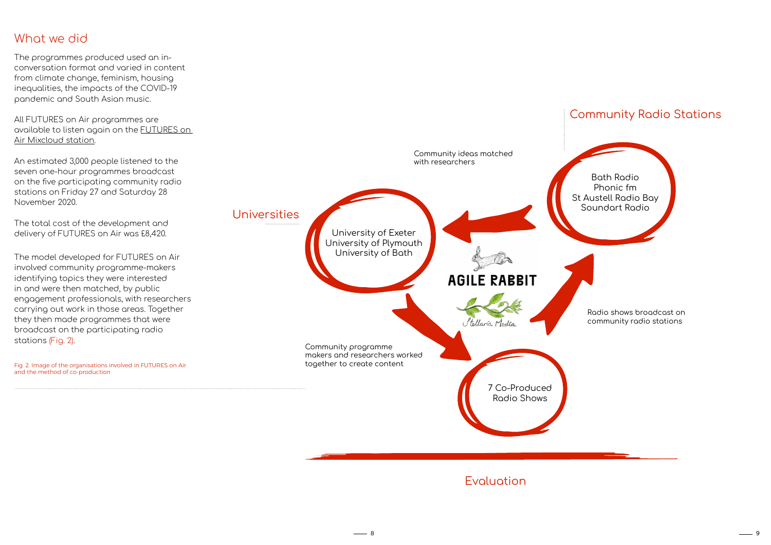## What we did

The programmes produced used an in-conversation format and varied in content from climate change, feminism, housing inequalities, the impacts of the COVID-19 pandemic and South Asian music.

All FUTURES on Air programmes are available to listen again on the FUTURES on Air Mixcloud station.

An estimated 3,000 people listened to the seven one-hour programmes broadcast on the five participating community radio stations on Friday 27 and Saturday 28 November 2020.

The total cost of the development and delivery of FUTURES on Air was £8,420.

The model developed for FUTURES on Air involved community programme-makers identifying topics they were interested in and were then matched, by public engagement professionals, with researchers carrying out work in those areas. Together they then made programmes that were broadcast on the participating radio stations (Fig. 2).

Fig. 2. Image of the organisations involved in FUTURES on Air and the method of co-production

Community Radio Stations

Bath Radio
Phonic fm
St Austell Radio Bay
Soundart Radio

Community ideas matched with researchers

Universities

University of Exeter
University of Plymouth
University of Bath

AGILE RABBIT

Stellaria Media

Radio shows broadcast on community radio stations

Community programme makers and researchers worked together to create content

7 Co-Produced Radio Shows

Evaluation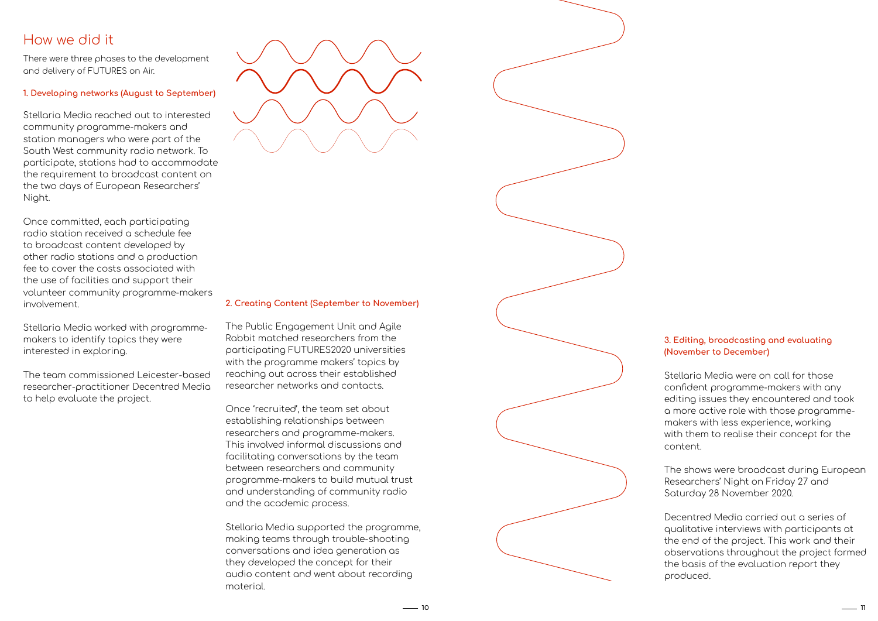## How we did it

There were three phases to the development and delivery of FUTURES on Air.

**1. Developing networks (August to September)**

Stellaria Media reached out to interested community programme-makers and station managers who were part of the South West community radio network. To participate, stations had to accommodate the requirement to broadcast content on the two days of European Researchers' Night.

Once committed, each participating radio station received a schedule fee to broadcast content developed by other radio stations and a production fee to cover the costs associated with the use of facilities and support their volunteer community programme-makers involvement.

Stellaria Media worked with programme-makers to identify topics they were interested in exploring.

The team commissioned Leicester-based researcher-practitioner Decentred Media to help evaluate the project.

**2. Creating Content (September to November)**

The Public Engagement Unit and Agile Rabbit matched researchers from the participating FUTURES2020 universities with the programme makers' topics by reaching out across their established researcher networks and contacts.

Once 'recruited', the team set about establishing relationships between researchers and programme-makers. This involved informal discussions and facilitating conversations by the team between researchers and community programme-makers to build mutual trust and understanding of community radio and the academic process.

Stellaria Media supported the programme, making teams through trouble-shooting conversations and idea generation as they developed the concept for their audio content and went about recording material.

**3. Editing, broadcasting and evaluating (November to December)**

Stellaria Media were on call for those confident programme-makers with any editing issues they encountered and took a more active role with those programme-makers with less experience, working with them to realise their concept for the content.

The shows were broadcast during European Researchers' Night on Friday 27 and Saturday 28 November 2020.

Decentred Media carried out a series of qualitative interviews with participants at the end of the project. This work and their observations throughout the project formed the basis of the evaluation report they produced.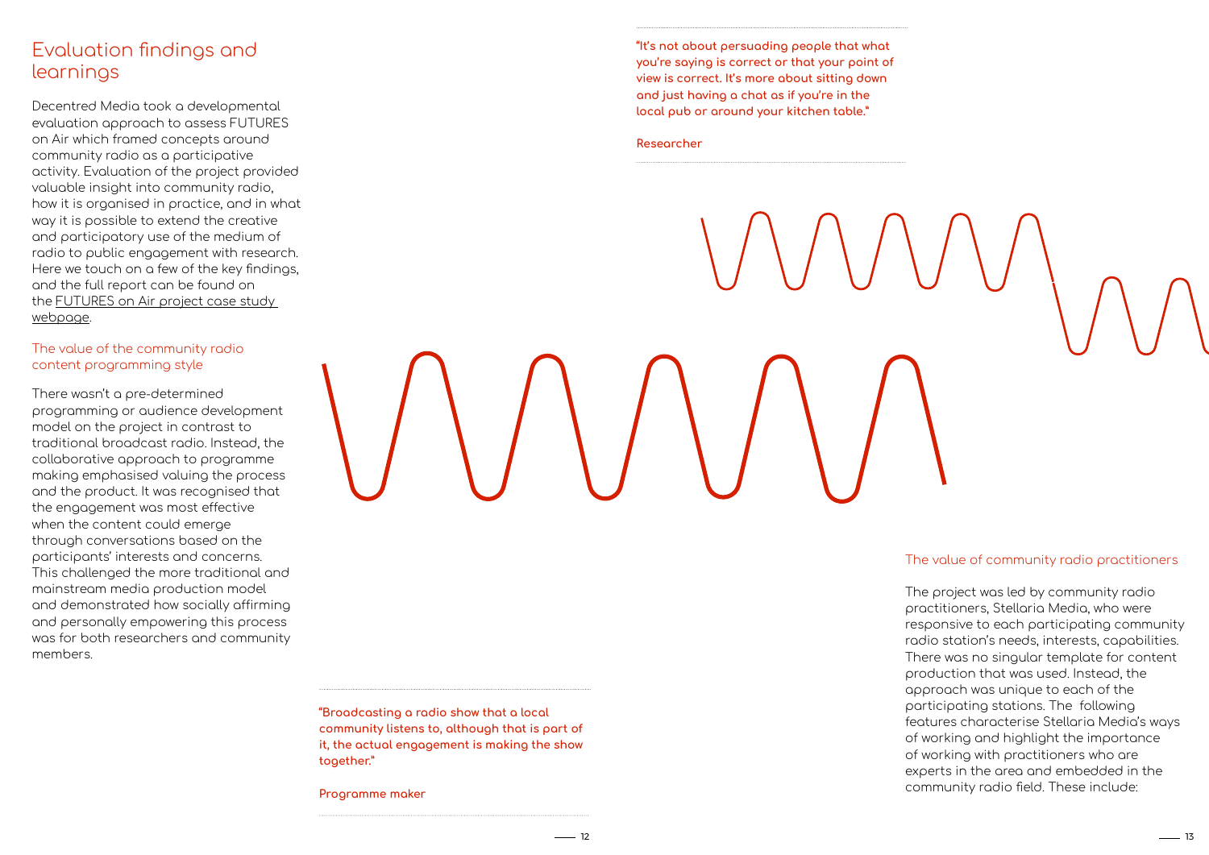## Evaluation findings and learnings

Decentred Media took a developmental evaluation approach to assess FUTURES on Air which framed concepts around community radio as a participative activity. Evaluation of the project provided valuable insight into community radio, how it is organised in practice, and in what way it is possible to extend the creative and participatory use of the medium of radio to public engagement with research. Here we touch on a few of the key findings, and the full report can be found on the FUTURES on Air project case study webpage.

### The value of the community radio content programming style

There wasn't a pre-determined programming or audience development model on the project in contrast to traditional broadcast radio. Instead, the collaborative approach to programme making emphasised valuing the process and the product. It was recognised that the engagement was most effective when the content could emerge through conversations based on the participants' interests and concerns. This challenged the more traditional and mainstream media production model and demonstrated how socially affirming and personally empowering this process was for both researchers and community members.

> **"It's not about persuading people that what you're saying is correct or that your point of view is correct. It's more about sitting down and just having a chat as if you're in the local pub or around your kitchen table."**
>
> **Researcher**

> **"Broadcasting a radio show that a local community listens to, although that is part of it, the actual engagement is making the show together."**
>
> **Programme maker**

### The value of community radio practitioners

The project was led by community radio practitioners, Stellaria Media, who were responsive to each participating community radio station's needs, interests, capabilities. There was no singular template for content production that was used. Instead, the approach was unique to each of the participating stations. The following features characterise Stellaria Media's ways of working and highlight the importance of working with practitioners who are experts in the area and embedded in the community radio field. These include: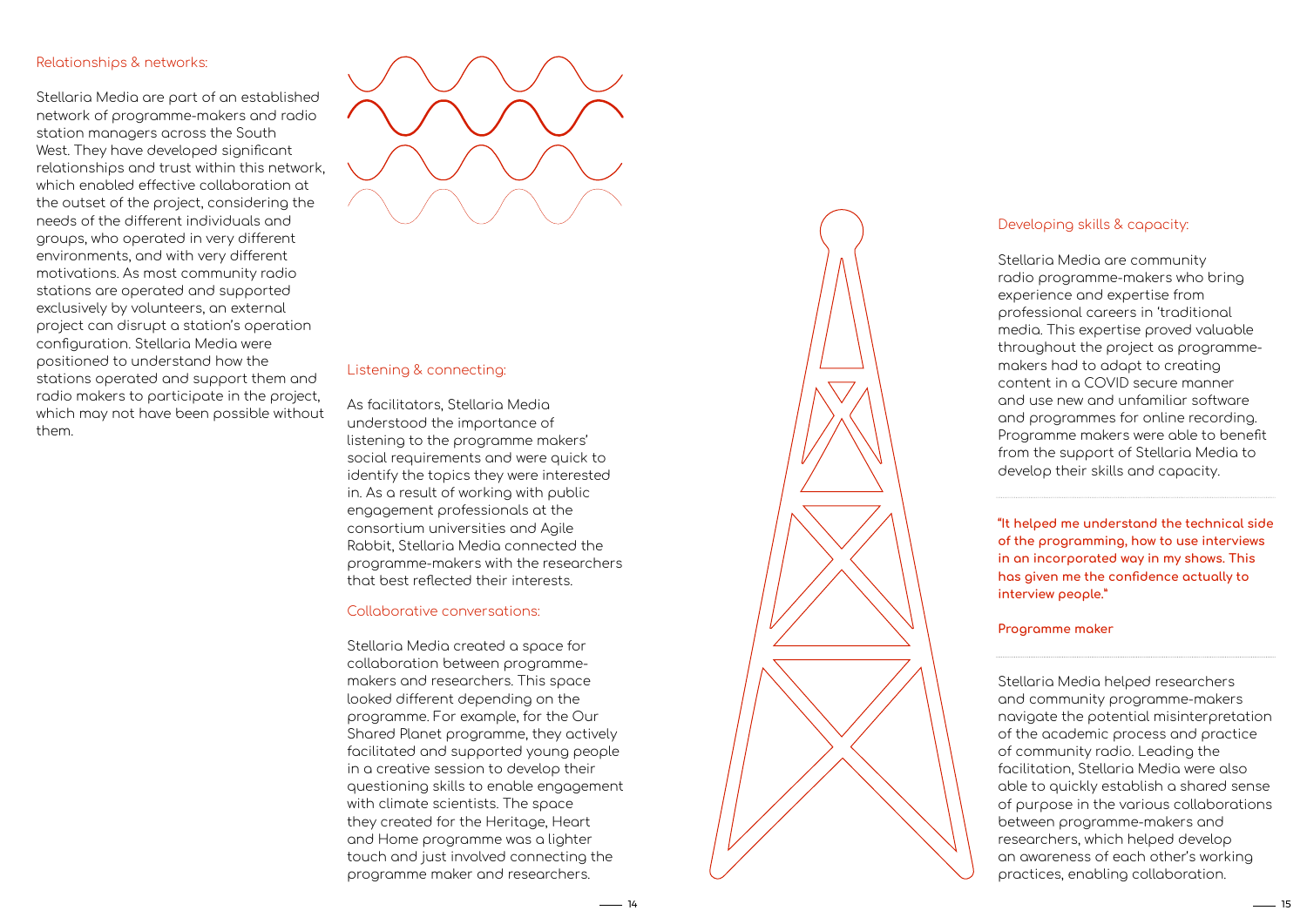### Relationships & networks:

Stellaria Media are part of an established network of programme-makers and radio station managers across the South West. They have developed significant relationships and trust within this network, which enabled effective collaboration at the outset of the project, considering the needs of the different individuals and groups, who operated in very different environments, and with very different motivations. As most community radio stations are operated and supported exclusively by volunteers, an external project can disrupt a station's operation configuration. Stellaria Media were positioned to understand how the stations operated and support them and radio makers to participate in the project, which may not have been possible without them.

### Listening & connecting:

As facilitators, Stellaria Media understood the importance of listening to the programme makers' social requirements and were quick to identify the topics they were interested in. As a result of working with public engagement professionals at the consortium universities and Agile Rabbit, Stellaria Media connected the programme-makers with the researchers that best reflected their interests.

### Collaborative conversations:

Stellaria Media created a space for collaboration between programme-makers and researchers. This space looked different depending on the programme. For example, for the Our Shared Planet programme, they actively facilitated and supported young people in a creative session to develop their questioning skills to enable engagement with climate scientists. The space they created for the Heritage, Heart and Home programme was a lighter touch and just involved connecting the programme maker and researchers.

### Developing skills & capacity:

Stellaria Media are community radio programme-makers who bring experience and expertise from professional careers in 'traditional media. This expertise proved valuable throughout the project as programme-makers had to adapt to creating content in a COVID secure manner and use new and unfamiliar software and programmes for online recording. Programme makers were able to benefit from the support of Stellaria Media to develop their skills and capacity.

**"It helped me understand the technical side of the programming, how to use interviews in an incorporated way in my shows. This has given me the confidence actually to interview people."**

**Programme maker**

Stellaria Media helped researchers and community programme-makers navigate the potential misinterpretation of the academic process and practice of community radio. Leading the facilitation, Stellaria Media were also able to quickly establish a shared sense of purpose in the various collaborations between programme-makers and researchers, which helped develop an awareness of each other's working practices, enabling collaboration.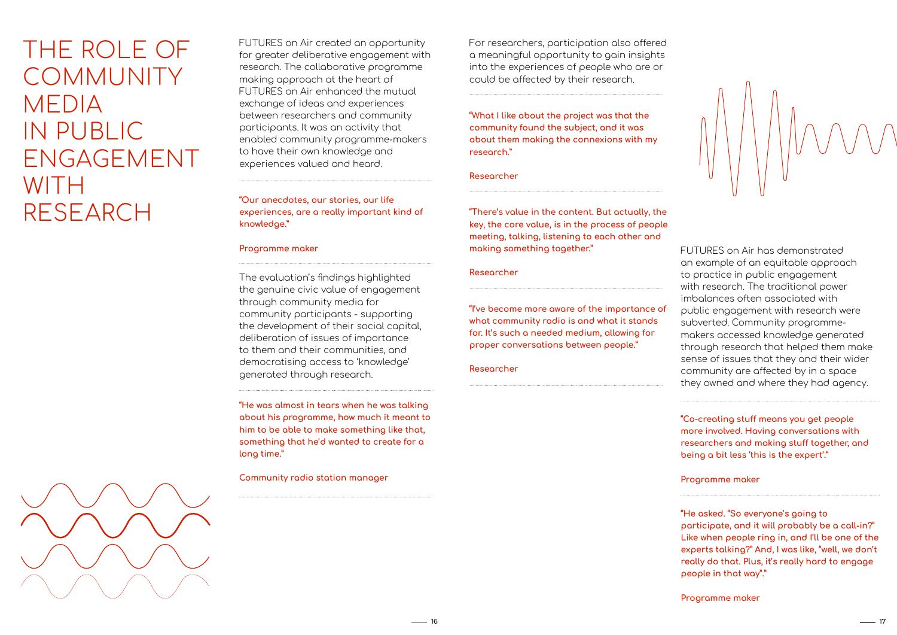# THE ROLE OF COMMUNITY MEDIA IN PUBLIC ENGAGEMENT WITH RESEARCH

FUTURES on Air created an opportunity for greater deliberative engagement with research. The collaborative programme making approach at the heart of FUTURES on Air enhanced the mutual exchange of ideas and experiences between researchers and community participants. It was an activity that enabled community programme-makers to have their own knowledge and experiences valued and heard.

> "Our anecdotes, our stories, our life experiences, are a really important kind of knowledge."
>
> Programme maker

The evaluation's findings highlighted the genuine civic value of engagement through community media for community participants - supporting the development of their social capital, deliberation of issues of importance to them and their communities, and democratising access to 'knowledge' generated through research.

> "He was almost in tears when he was talking about his programme, how much it meant to him to be able to make something like that, something that he'd wanted to create for a long time."
>
> Community radio station manager

For researchers, participation also offered a meaningful opportunity to gain insights into the experiences of people who are or could be affected by their research.

> "What I like about the project was that the community found the subject, and it was about them making the connexions with my research."
>
> Researcher

> "There's value in the content. But actually, the key, the core value, is in the process of people meeting, talking, listening to each other and making something together."
>
> Researcher

> "I've become more aware of the importance of what community radio is and what it stands for. It's such a needed medium, allowing for proper conversations between people."
>
> Researcher

FUTURES on Air has demonstrated an example of an equitable approach to practice in public engagement with research. The traditional power imbalances often associated with public engagement with research were subverted. Community programme-makers accessed knowledge generated through research that helped them make sense of issues that they and their wider community are affected by in a space they owned and where they had agency.

> "Co-creating stuff means you get people more involved. Having conversations with researchers and making stuff together, and being a bit less 'this is the expert'."
>
> Programme maker

> "He asked. "So everyone's going to participate, and it will probably be a call-in?" Like when people ring in, and I'll be one of the experts talking?" And, I was like, "well, we don't really do that. Plus, it's really hard to engage people in that way"."
>
> Programme maker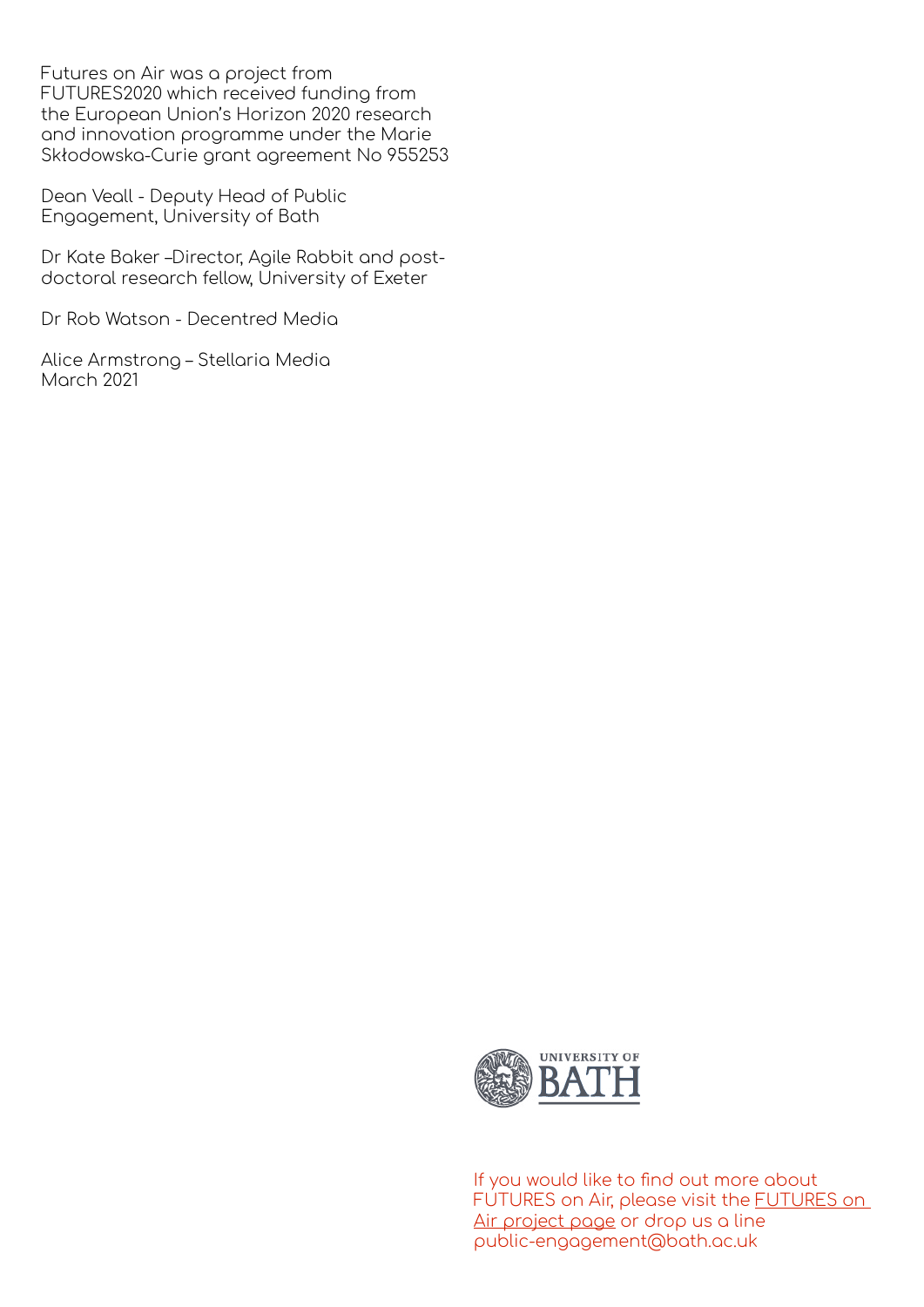Futures on Air was a project from FUTURES2020 which received funding from the European Union's Horizon 2020 research and innovation programme under the Marie Skłodowska-Curie grant agreement No 955253

Dean Veall - Deputy Head of Public Engagement, University of Bath

Dr Kate Baker –Director, Agile Rabbit and post-doctoral research fellow, University of Exeter

Dr Rob Watson - Decentred Media

Alice Armstrong – Stellaria Media
March 2021

UNIVERSITY OF BATH

If you would like to find out more about FUTURES on Air, please visit the FUTURES on Air project page or drop us a line public-engagement@bath.ac.uk